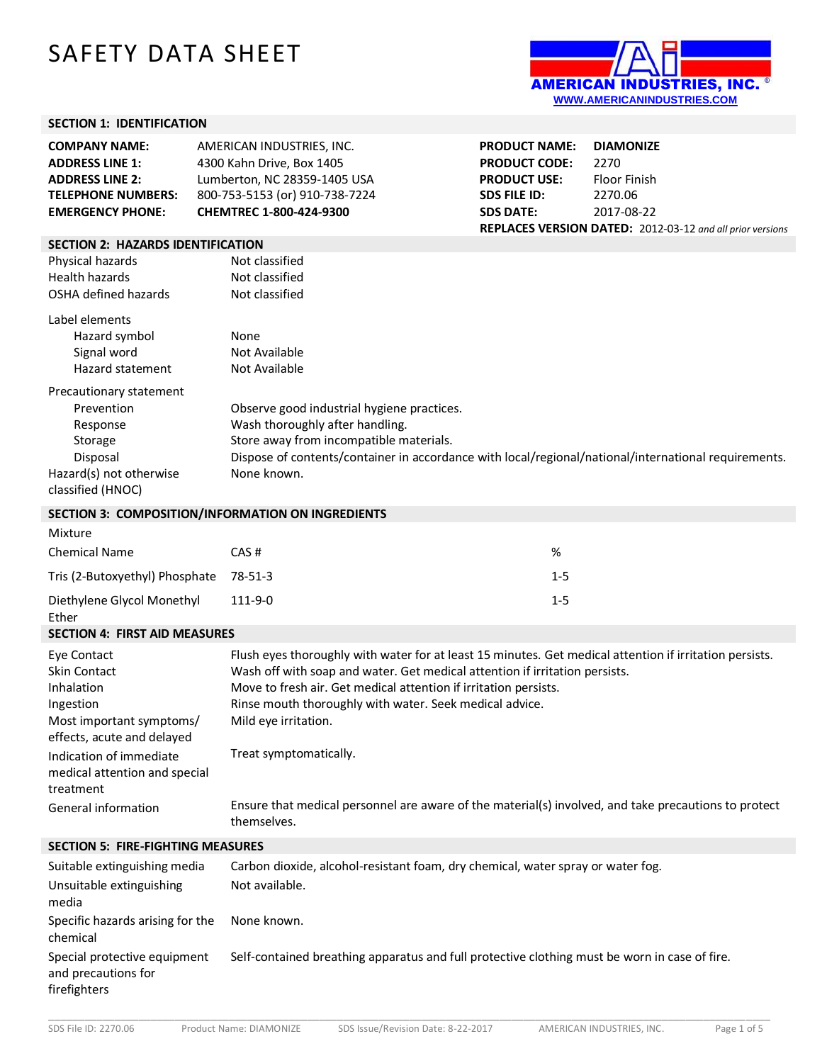# SAFETY DATA SHEET

AMERICAN INDUSTRIES, INC.
WWW.AMERICANINDUSTRIES.COM

## SECTION 1: IDENTIFICATION

| | |
|---|---|
| **COMPANY NAME:** | AMERICAN INDUSTRIES, INC. |
| **ADDRESS LINE 1:** | 4300 Kahn Drive, Box 1405 |
| **ADDRESS LINE 2:** | Lumberton, NC 28359-1405 USA |
| **TELEPHONE NUMBERS:** | 800-753-5153 (or) 910-738-7224 |
| **EMERGENCY PHONE:** | **CHEMTREC 1-800-424-9300** |

| | |
|---|---|
| **PRODUCT NAME:** | **DIAMONIZE** |
| **PRODUCT CODE:** | 2270 |
| **PRODUCT USE:** | Floor Finish |
| **SDS FILE ID:** | 2270.06 |
| **SDS DATE:** | 2017-08-22 |

**REPLACES VERSION DATED:** 2012-03-12 *and all prior versions*

## SECTION 2: HAZARDS IDENTIFICATION

| | |
|---|---|
| Physical hazards | Not classified |
| Health hazards | Not classified |
| OSHA defined hazards | Not classified |

Label elements

| | |
|---|---|
| Hazard symbol | None |
| Signal word | Not Available |
| Hazard statement | Not Available |

Precautionary statement

| | |
|---|---|
| Prevention | Observe good industrial hygiene practices. |
| Response | Wash thoroughly after handling. |
| Storage | Store away from incompatible materials. |
| Disposal | Dispose of contents/container in accordance with local/regional/national/international requirements. |
| Hazard(s) not otherwise classified (HNOC) | None known. |

## SECTION 3: COMPOSITION/INFORMATION ON INGREDIENTS

Mixture

| Chemical Name | CAS # | % |
|---|---|---|
| Tris (2-Butoxyethyl) Phosphate | 78-51-3 | 1-5 |
| Diethylene Glycol Monethyl Ether | 111-9-0 | 1-5 |

## SECTION 4: FIRST AID MEASURES

| | |
|---|---|
| Eye Contact | Flush eyes thoroughly with water for at least 15 minutes. Get medical attention if irritation persists. |
| Skin Contact | Wash off with soap and water. Get medical attention if irritation persists. |
| Inhalation | Move to fresh air. Get medical attention if irritation persists. |
| Ingestion | Rinse mouth thoroughly with water. Seek medical advice. |
| Most important symptoms/ effects, acute and delayed | Mild eye irritation. |
| Indication of immediate medical attention and special treatment | Treat symptomatically. |
| General information | Ensure that medical personnel are aware of the material(s) involved, and take precautions to protect themselves. |

## SECTION 5: FIRE-FIGHTING MEASURES

| | |
|---|---|
| Suitable extinguishing media | Carbon dioxide, alcohol-resistant foam, dry chemical, water spray or water fog. |
| Unsuitable extinguishing media | Not available. |
| Specific hazards arising for the chemical | None known. |
| Special protective equipment and precautions for firefighters | Self-contained breathing apparatus and full protective clothing must be worn in case of fire. |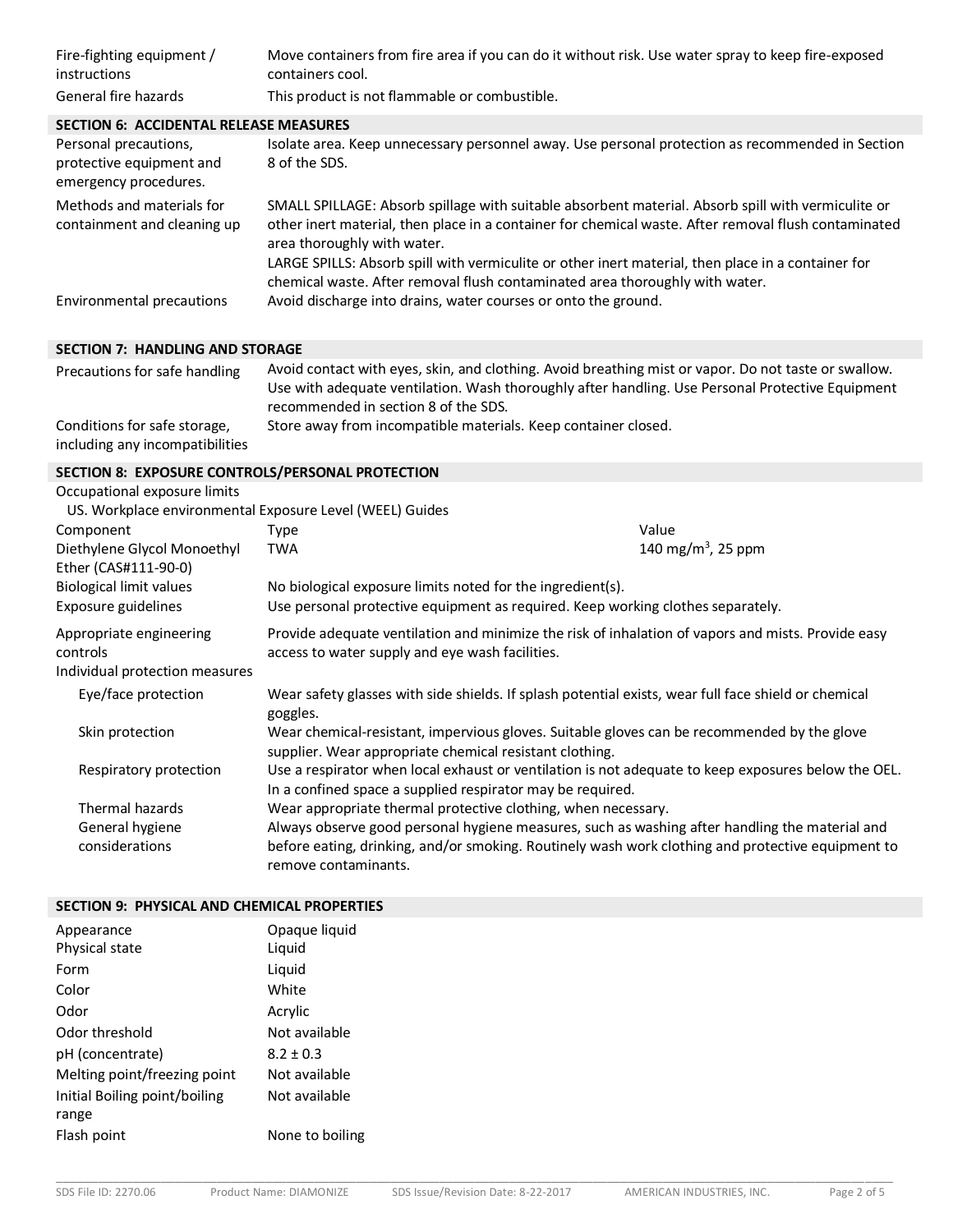| | |
|---|---|
| Fire-fighting equipment / instructions | Move containers from fire area if you can do it without risk. Use water spray to keep fire-exposed containers cool. |
| General fire hazards | This product is not flammable or combustible. |

## SECTION 6: ACCIDENTAL RELEASE MEASURES

| | |
|---|---|
| Personal precautions, protective equipment and emergency procedures. | Isolate area. Keep unnecessary personnel away. Use personal protection as recommended in Section 8 of the SDS. |
| Methods and materials for containment and cleaning up | SMALL SPILLAGE: Absorb spillage with suitable absorbent material. Absorb spill with vermiculite or other inert material, then place in a container for chemical waste. After removal flush contaminated area thoroughly with water.<br>LARGE SPILLS: Absorb spill with vermiculite or other inert material, then place in a container for chemical waste. After removal flush contaminated area thoroughly with water. |
| Environmental precautions | Avoid discharge into drains, water courses or onto the ground. |

## SECTION 7: HANDLING AND STORAGE

| | |
|---|---|
| Precautions for safe handling | Avoid contact with eyes, skin, and clothing. Avoid breathing mist or vapor. Do not taste or swallow. Use with adequate ventilation. Wash thoroughly after handling. Use Personal Protective Equipment recommended in section 8 of the SDS. |
| Conditions for safe storage, including any incompatibilities | Store away from incompatible materials. Keep container closed. |

## SECTION 8: EXPOSURE CONTROLS/PERSONAL PROTECTION

Occupational exposure limits

US. Workplace environmental Exposure Level (WEEL) Guides

| Component | Type | Value |
|---|---|---|
| Diethylene Glycol Monoethyl Ether (CAS#111-90-0) | TWA | 140 $mg/m^3$, 25 ppm |

| | |
|---|---|
| Biological limit values | No biological exposure limits noted for the ingredient(s). |
| Exposure guidelines | Use personal protective equipment as required. Keep working clothes separately. |
| Appropriate engineering controls | Provide adequate ventilation and minimize the risk of inhalation of vapors and mists. Provide easy access to water supply and eye wash facilities. |
| Individual protection measures | |
| Eye/face protection | Wear safety glasses with side shields. If splash potential exists, wear full face shield or chemical goggles. |
| Skin protection | Wear chemical-resistant, impervious gloves. Suitable gloves can be recommended by the glove supplier. Wear appropriate chemical resistant clothing. |
| Respiratory protection | Use a respirator when local exhaust or ventilation is not adequate to keep exposures below the OEL. In a confined space a supplied respirator may be required. |
| Thermal hazards | Wear appropriate thermal protective clothing, when necessary. |
| General hygiene considerations | Always observe good personal hygiene measures, such as washing after handling the material and before eating, drinking, and/or smoking. Routinely wash work clothing and protective equipment to remove contaminants. |

## SECTION 9: PHYSICAL AND CHEMICAL PROPERTIES

| | |
|---|---|
| Appearance | Opaque liquid |
| Physical state | Liquid |
| Form | Liquid |
| Color | White |
| Odor | Acrylic |
| Odor threshold | Not available |
| pH (concentrate) | 8.2 ± 0.3 |
| Melting point/freezing point | Not available |
| Initial Boiling point/boiling range | Not available |
| Flash point | None to boiling |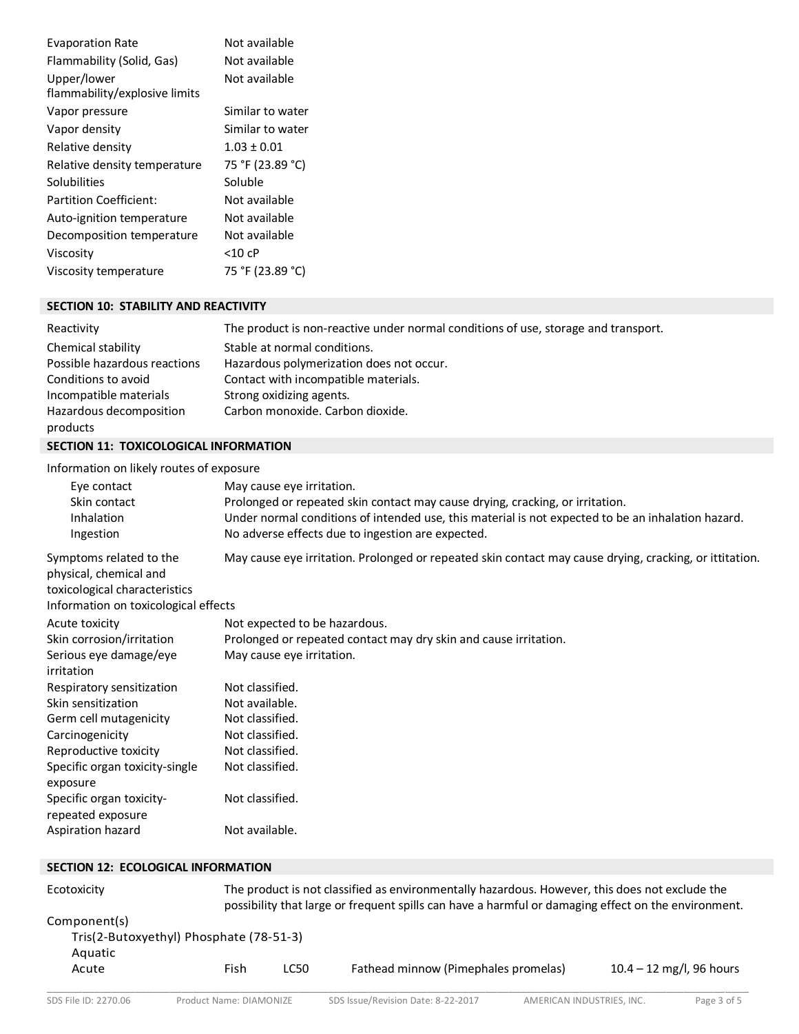| | |
|---|---|
| Evaporation Rate | Not available |
| Flammability (Solid, Gas) | Not available |
| Upper/lower flammability/explosive limits | Not available |
| Vapor pressure | Similar to water |
| Vapor density | Similar to water |
| Relative density | 1.03 ± 0.01 |
| Relative density temperature | 75 °F (23.89 °C) |
| Solubilities | Soluble |
| Partition Coefficient: | Not available |
| Auto-ignition temperature | Not available |
| Decomposition temperature | Not available |
| Viscosity | <10 cP |
| Viscosity temperature | 75 °F (23.89 °C) |

## SECTION 10: STABILITY AND REACTIVITY

| | |
|---|---|
| Reactivity | The product is non-reactive under normal conditions of use, storage and transport. |
| Chemical stability | Stable at normal conditions. |
| Possible hazardous reactions | Hazardous polymerization does not occur. |
| Conditions to avoid | Contact with incompatible materials. |
| Incompatible materials | Strong oxidizing agents. |
| Hazardous decomposition products | Carbon monoxide. Carbon dioxide. |

## SECTION 11: TOXICOLOGICAL INFORMATION

Information on likely routes of exposure

| | |
|---|---|
| Eye contact | May cause eye irritation. |
| Skin contact | Prolonged or repeated skin contact may cause drying, cracking, or irritation. |
| Inhalation | Under normal conditions of intended use, this material is not expected to be an inhalation hazard. |
| Ingestion | No adverse effects due to ingestion are expected. |

| | |
|---|---|
| Symptoms related to the physical, chemical and toxicological characteristics | May cause eye irritation. Prolonged or repeated skin contact may cause drying, cracking, or ittitation. |

Information on toxicological effects

| | |
|---|---|
| Acute toxicity | Not expected to be hazardous. |
| Skin corrosion/irritation | Prolonged or repeated contact may dry skin and cause irritation. |
| Serious eye damage/eye irritation | May cause eye irritation. |
| Respiratory sensitization | Not classified. |
| Skin sensitization | Not available. |
| Germ cell mutagenicity | Not classified. |
| Carcinogenicity | Not classified. |
| Reproductive toxicity | Not classified. |
| Specific organ toxicity-single exposure | Not classified. |
| Specific organ toxicity-repeated exposure | Not classified. |
| Aspiration hazard | Not available. |

## SECTION 12: ECOLOGICAL INFORMATION

| | |
|---|---|
| Ecotoxicity | The product is not classified as environmentally hazardous. However, this does not exclude the possibility that large or frequent spills can have a harmful or damaging effect on the environment. |

Component(s)

Tris(2-Butoxyethyl) Phosphate (78-51-3)

Aquatic

| | | | | |
|---|---|---|---|---|
| Acute | Fish | LC50 | Fathead minnow (Pimephales promelas) | 10.4 – 12 mg/l, 96 hours |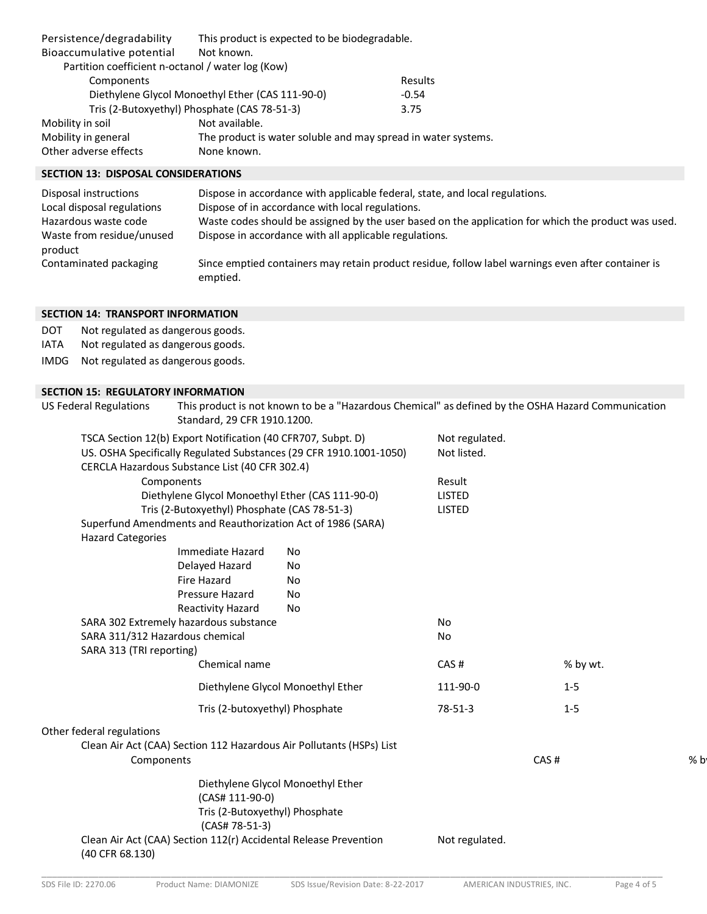| | |
|---|---|
| Persistence/degradability | This product is expected to be biodegradable. |
| Bioaccumulative potential | Not known. |

Partition coefficient n-octanol / water log (Kow)

| Components | Results |
|---|---|
| Diethylene Glycol Monoethyl Ether (CAS 111-90-0) | -0.54 |
| Tris (2-Butoxyethyl) Phosphate (CAS 78-51-3) | 3.75 |

| | |
|---|---|
| Mobility in soil | Not available. |
| Mobility in general | The product is water soluble and may spread in water systems. |
| Other adverse effects | None known. |

## SECTION 13: DISPOSAL CONSIDERATIONS

| | |
|---|---|
| Disposal instructions | Dispose in accordance with applicable federal, state, and local regulations. |
| Local disposal regulations | Dispose of in accordance with local regulations. |
| Hazardous waste code | Waste codes should be assigned by the user based on the application for which the product was used. |
| Waste from residue/unused product | Dispose in accordance with all applicable regulations. |
| Contaminated packaging | Since emptied containers may retain product residue, follow label warnings even after container is emptied. |

## SECTION 14: TRANSPORT INFORMATION

| | |
|---|---|
| DOT | Not regulated as dangerous goods. |
| IATA | Not regulated as dangerous goods. |
| IMDG | Not regulated as dangerous goods. |

## SECTION 15: REGULATORY INFORMATION

US Federal Regulations: This product is not known to be a "Hazardous Chemical" as defined by the OSHA Hazard Communication Standard, 29 CFR 1910.1200.

| | |
|---|---|
| TSCA Section 12(b) Export Notification (40 CFR707, Subpt. D) | Not regulated. |
| US. OSHA Specifically Regulated Substances (29 CFR 1910.1001-1050) | Not listed. |

CERCLA Hazardous Substance List (40 CFR 302.4)

| Components | Result |
|---|---|
| Diethylene Glycol Monoethyl Ether (CAS 111-90-0) | LISTED |
| Tris (2-Butoxyethyl) Phosphate (CAS 78-51-3) | LISTED |

Superfund Amendments and Reauthorization Act of 1986 (SARA)

Hazard Categories

| | |
|---|---|
| Immediate Hazard | No |
| Delayed Hazard | No |
| Fire Hazard | No |
| Pressure Hazard | No |
| Reactivity Hazard | No |

| | |
|---|---|
| SARA 302 Extremely hazardous substance | No |
| SARA 311/312 Hazardous chemical | No |

SARA 313 (TRI reporting)

| Chemical name | CAS # | % by wt. |
|---|---|---|
| Diethylene Glycol Monoethyl Ether | 111-90-0 | 1-5 |
| Tris (2-butoxyethyl) Phosphate | 78-51-3 | 1-5 |

Other federal regulations

Clean Air Act (CAA) Section 112 Hazardous Air Pollutants (HSPs) List

| Components | CAS # | % by |
|---|---|---|
| Diethylene Glycol Monoethyl Ether (CAS# 111-90-0) | | |
| Tris (2-Butoxyethyl) Phosphate (CAS# 78-51-3) | | |

| | |
|---|---|
| Clean Air Act (CAA) Section 112(r) Accidental Release Prevention (40 CFR 68.130) | Not regulated. |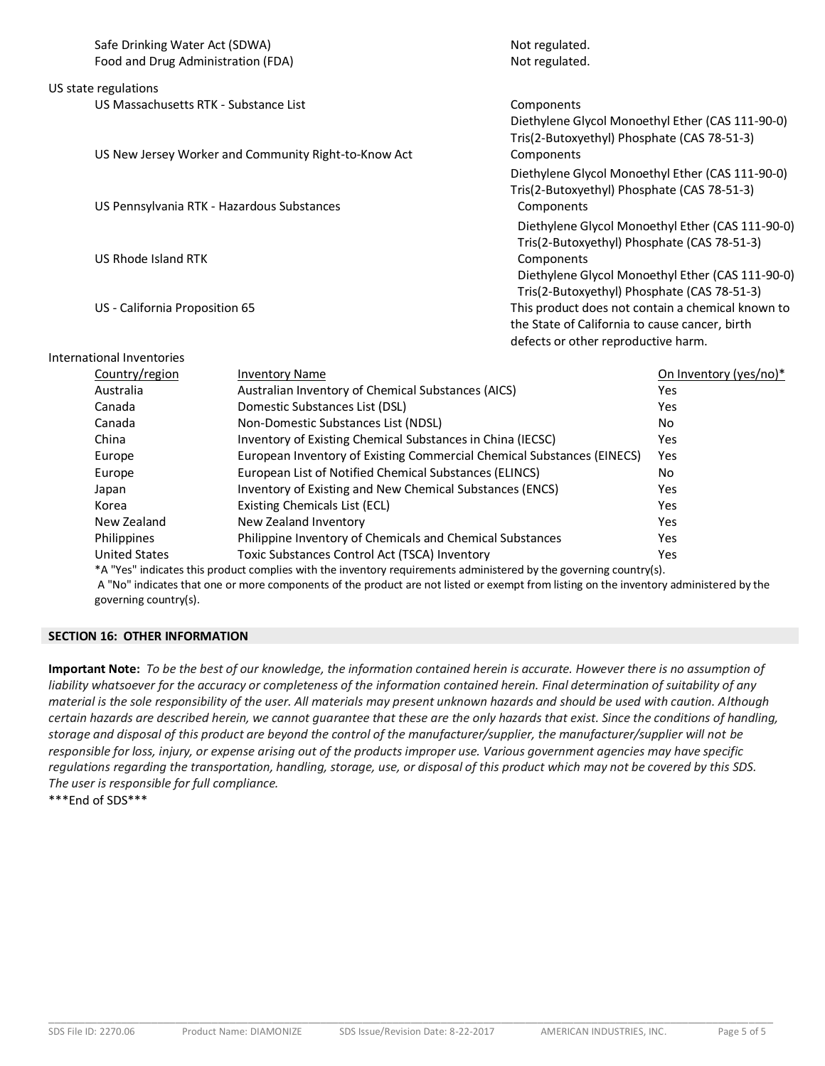| | |
|---|---|
| Safe Drinking Water Act (SDWA) | Not regulated. |
| Food and Drug Administration (FDA) | Not regulated. |

US state regulations

| | |
|---|---|
| US Massachusetts RTK - Substance List | Components<br>Diethylene Glycol Monoethyl Ether (CAS 111-90-0)<br>Tris(2-Butoxyethyl) Phosphate (CAS 78-51-3) |
| US New Jersey Worker and Community Right-to-Know Act | Components<br>Diethylene Glycol Monoethyl Ether (CAS 111-90-0)<br>Tris(2-Butoxyethyl) Phosphate (CAS 78-51-3) |
| US Pennsylvania RTK - Hazardous Substances | Components<br>Diethylene Glycol Monoethyl Ether (CAS 111-90-0)<br>Tris(2-Butoxyethyl) Phosphate (CAS 78-51-3) |
| US Rhode Island RTK | Components<br>Diethylene Glycol Monoethyl Ether (CAS 111-90-0)<br>Tris(2-Butoxyethyl) Phosphate (CAS 78-51-3) |
| US - California Proposition 65 | This product does not contain a chemical known to the State of California to cause cancer, birth defects or other reproductive harm. |

International Inventories

| Country/region | Inventory Name | On Inventory (yes/no)* |
|---|---|---|
| Australia | Australian Inventory of Chemical Substances (AICS) | Yes |
| Canada | Domestic Substances List (DSL) | Yes |
| Canada | Non-Domestic Substances List (NDSL) | No |
| China | Inventory of Existing Chemical Substances in China (IECSC) | Yes |
| Europe | European Inventory of Existing Commercial Chemical Substances (EINECS) | Yes |
| Europe | European List of Notified Chemical Substances (ELINCS) | No |
| Japan | Inventory of Existing and New Chemical Substances (ENCS) | Yes |
| Korea | Existing Chemicals List (ECL) | Yes |
| New Zealand | New Zealand Inventory | Yes |
| Philippines | Philippine Inventory of Chemicals and Chemical Substances | Yes |
| United States | Toxic Substances Control Act (TSCA) Inventory | Yes |

*A "Yes" indicates this product complies with the inventory requirements administered by the governing country(s).
A "No" indicates that one or more components of the product are not listed or exempt from listing on the inventory administered by the governing country(s).

## SECTION 16: OTHER INFORMATION

**Important Note:** *To be the best of our knowledge, the information contained herein is accurate. However there is no assumption of liability whatsoever for the accuracy or completeness of the information contained herein. Final determination of suitability of any material is the sole responsibility of the user. All materials may present unknown hazards and should be used with caution. Although certain hazards are described herein, we cannot guarantee that these are the only hazards that exist. Since the conditions of handling, storage and disposal of this product are beyond the control of the manufacturer/supplier, the manufacturer/supplier will not be responsible for loss, injury, or expense arising out of the products improper use. Various government agencies may have specific regulations regarding the transportation, handling, storage, use, or disposal of this product which may not be covered by this SDS. The user is responsible for full compliance.*

***End of SDS***